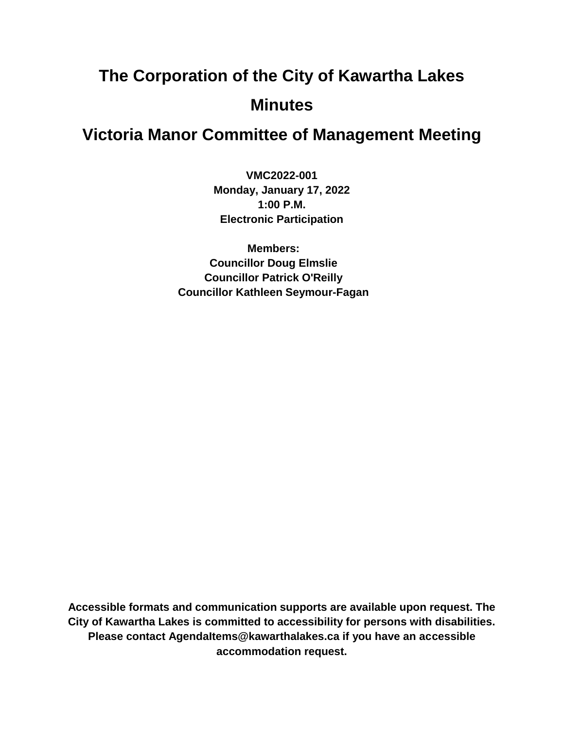# The Corporation of the City of Kawartha Lakes

# Minutes

# Victoria Manor Committee of Management Meeting

**VMC2022-001**
**Monday, January 17, 2022**
**1:00 P.M.**
**Electronic Participation**

**Members:**
**Councillor Doug Elmslie**
**Councillor Patrick O'Reilly**
**Councillor Kathleen Seymour-Fagan**

**Accessible formats and communication supports are available upon request. The City of Kawartha Lakes is committed to accessibility for persons with disabilities. Please contact AgendaItems@kawarthalakes.ca if you have an accessible accommodation request.**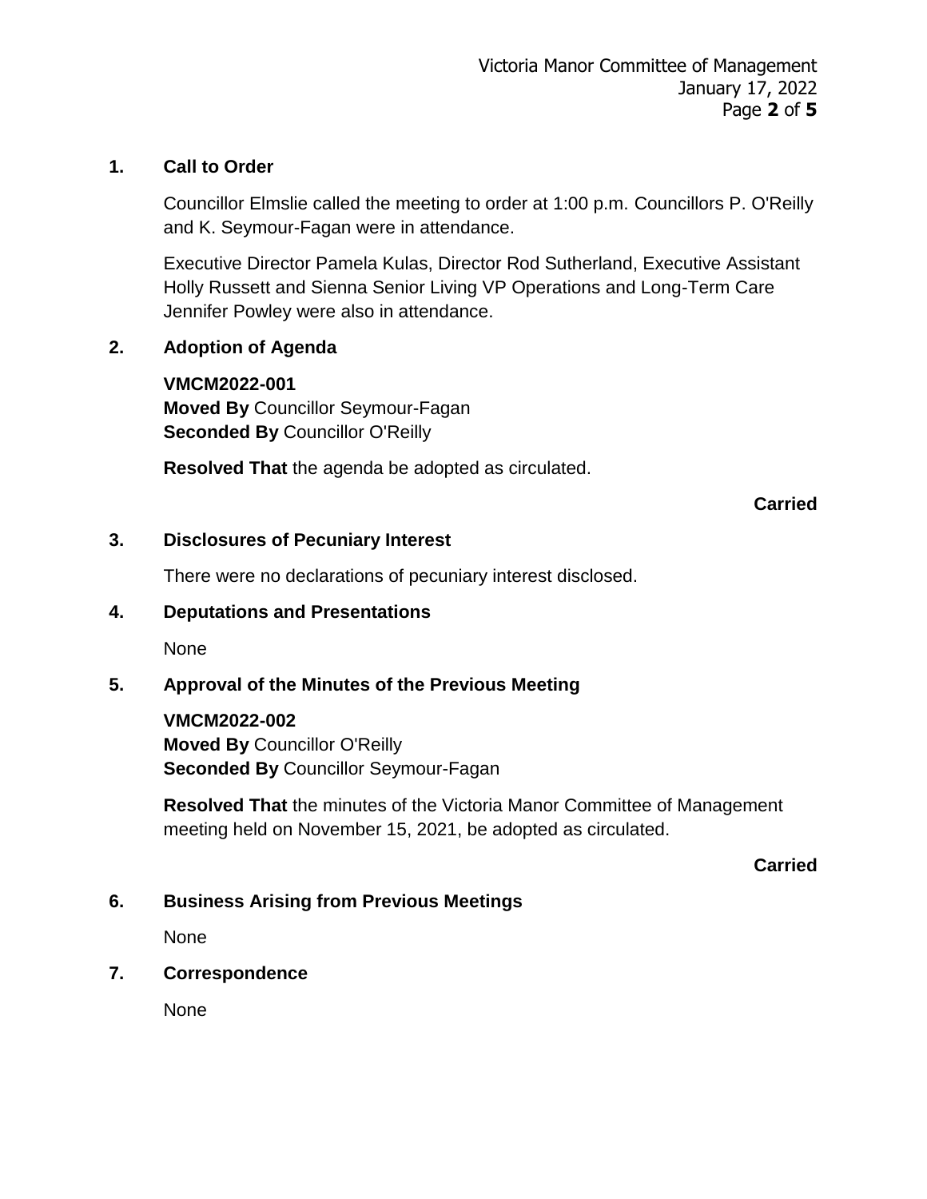## 1. Call to Order

Councillor Elmslie called the meeting to order at 1:00 p.m. Councillors P. O'Reilly and K. Seymour-Fagan were in attendance.

Executive Director Pamela Kulas, Director Rod Sutherland, Executive Assistant Holly Russett and Sienna Senior Living VP Operations and Long-Term Care Jennifer Powley were also in attendance.

## 2. Adoption of Agenda

**VMCM2022-001**
**Moved By** Councillor Seymour-Fagan
**Seconded By** Councillor O'Reilly

**Resolved That** the agenda be adopted as circulated.

**Carried**

## 3. Disclosures of Pecuniary Interest

There were no declarations of pecuniary interest disclosed.

## 4. Deputations and Presentations

None

## 5. Approval of the Minutes of the Previous Meeting

**VMCM2022-002**
**Moved By** Councillor O'Reilly
**Seconded By** Councillor Seymour-Fagan

**Resolved That** the minutes of the Victoria Manor Committee of Management meeting held on November 15, 2021, be adopted as circulated.

**Carried**

## 6. Business Arising from Previous Meetings

None

## 7. Correspondence

None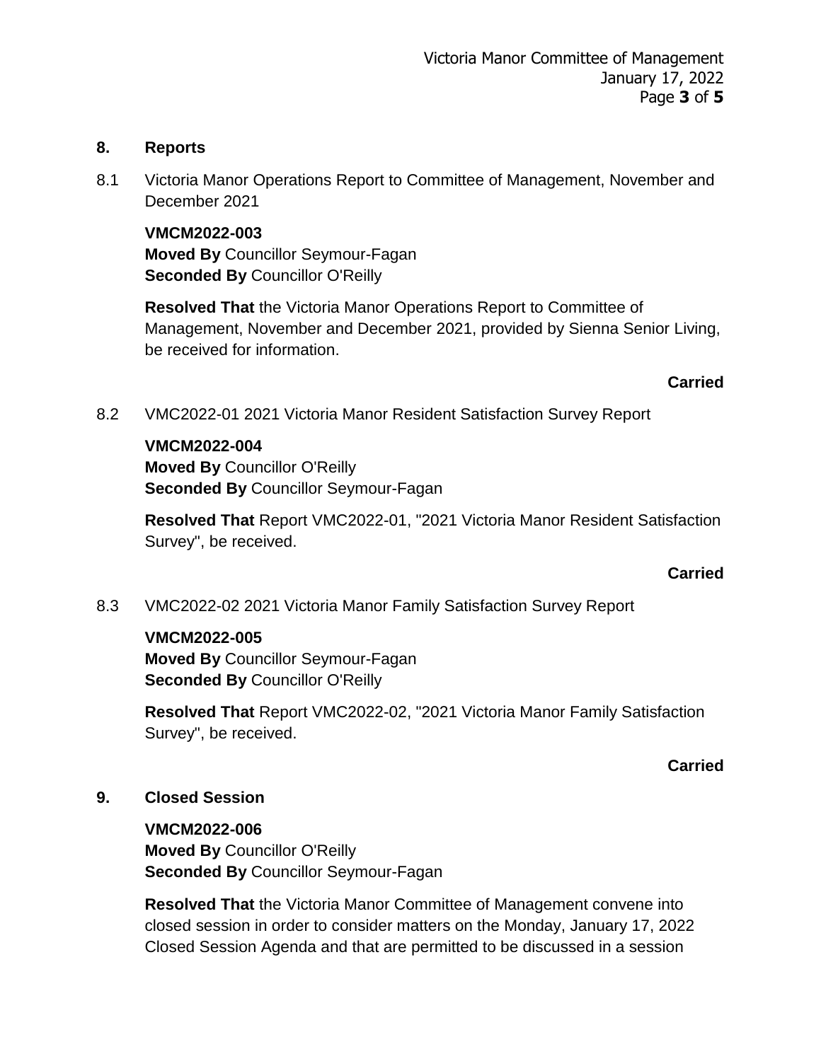## 8. Reports

8.1 Victoria Manor Operations Report to Committee of Management, November and December 2021

**VMCM2022-003**
**Moved By** Councillor Seymour-Fagan
**Seconded By** Councillor O'Reilly

**Resolved That** the Victoria Manor Operations Report to Committee of Management, November and December 2021, provided by Sienna Senior Living, be received for information.

**Carried**

8.2 VMC2022-01 2021 Victoria Manor Resident Satisfaction Survey Report

**VMCM2022-004**
**Moved By** Councillor O'Reilly
**Seconded By** Councillor Seymour-Fagan

**Resolved That** Report VMC2022-01, "2021 Victoria Manor Resident Satisfaction Survey", be received.

**Carried**

8.3 VMC2022-02 2021 Victoria Manor Family Satisfaction Survey Report

**VMCM2022-005**
**Moved By** Councillor Seymour-Fagan
**Seconded By** Councillor O'Reilly

**Resolved That** Report VMC2022-02, "2021 Victoria Manor Family Satisfaction Survey", be received.

**Carried**

## 9. Closed Session

**VMCM2022-006**
**Moved By** Councillor O'Reilly
**Seconded By** Councillor Seymour-Fagan

**Resolved That** the Victoria Manor Committee of Management convene into closed session in order to consider matters on the Monday, January 17, 2022 Closed Session Agenda and that are permitted to be discussed in a session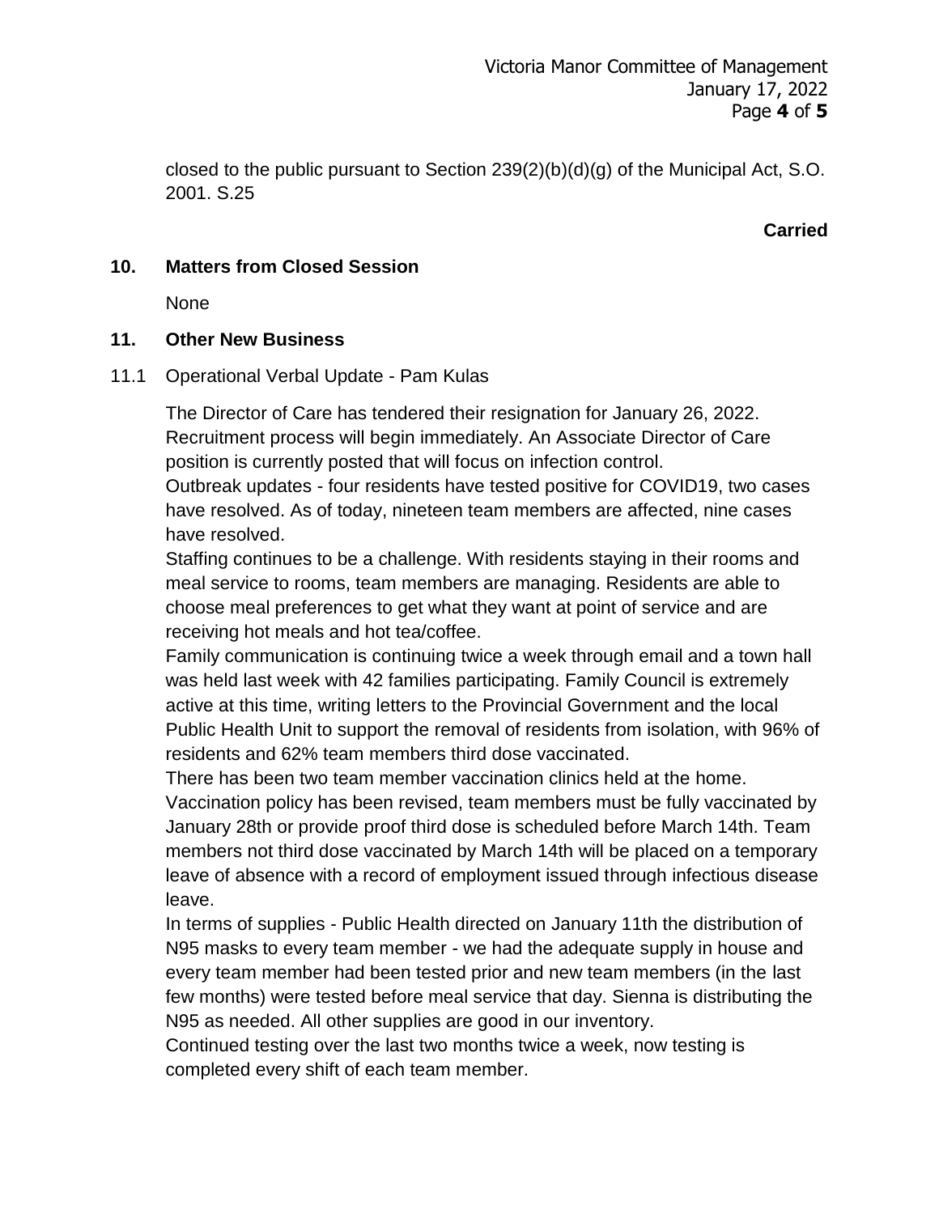closed to the public pursuant to Section 239(2)(b)(d)(g) of the Municipal Act, S.O. 2001. S.25

**Carried**

## 10. Matters from Closed Session

None

## 11. Other New Business

11.1 Operational Verbal Update - Pam Kulas

The Director of Care has tendered their resignation for January 26, 2022. Recruitment process will begin immediately. An Associate Director of Care position is currently posted that will focus on infection control.

Outbreak updates - four residents have tested positive for COVID19, two cases have resolved. As of today, nineteen team members are affected, nine cases have resolved.

Staffing continues to be a challenge. With residents staying in their rooms and meal service to rooms, team members are managing. Residents are able to choose meal preferences to get what they want at point of service and are receiving hot meals and hot tea/coffee.

Family communication is continuing twice a week through email and a town hall was held last week with 42 families participating. Family Council is extremely active at this time, writing letters to the Provincial Government and the local Public Health Unit to support the removal of residents from isolation, with 96% of residents and 62% team members third dose vaccinated.

There has been two team member vaccination clinics held at the home. Vaccination policy has been revised, team members must be fully vaccinated by January 28th or provide proof third dose is scheduled before March 14th. Team members not third dose vaccinated by March 14th will be placed on a temporary leave of absence with a record of employment issued through infectious disease leave.

In terms of supplies - Public Health directed on January 11th the distribution of N95 masks to every team member - we had the adequate supply in house and every team member had been tested prior and new team members (in the last few months) were tested before meal service that day. Sienna is distributing the N95 as needed. All other supplies are good in our inventory.

Continued testing over the last two months twice a week, now testing is completed every shift of each team member.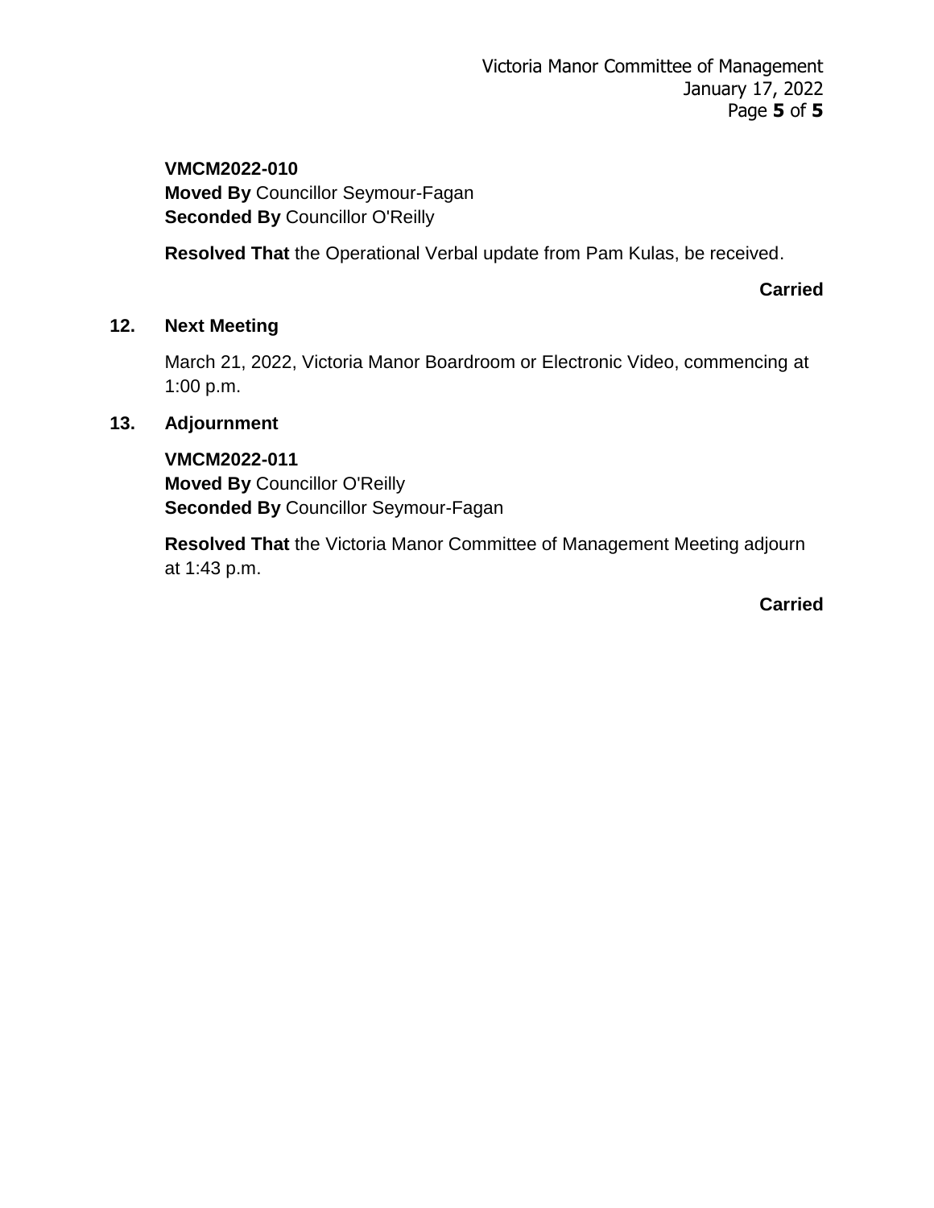**VMCM2022-010**
**Moved By** Councillor Seymour-Fagan
**Seconded By** Councillor O'Reilly

**Resolved That** the Operational Verbal update from Pam Kulas, be received.

**Carried**

## 12. Next Meeting

March 21, 2022, Victoria Manor Boardroom or Electronic Video, commencing at 1:00 p.m.

## 13. Adjournment

**VMCM2022-011**
**Moved By** Councillor O'Reilly
**Seconded By** Councillor Seymour-Fagan

**Resolved That** the Victoria Manor Committee of Management Meeting adjourn at 1:43 p.m.

**Carried**